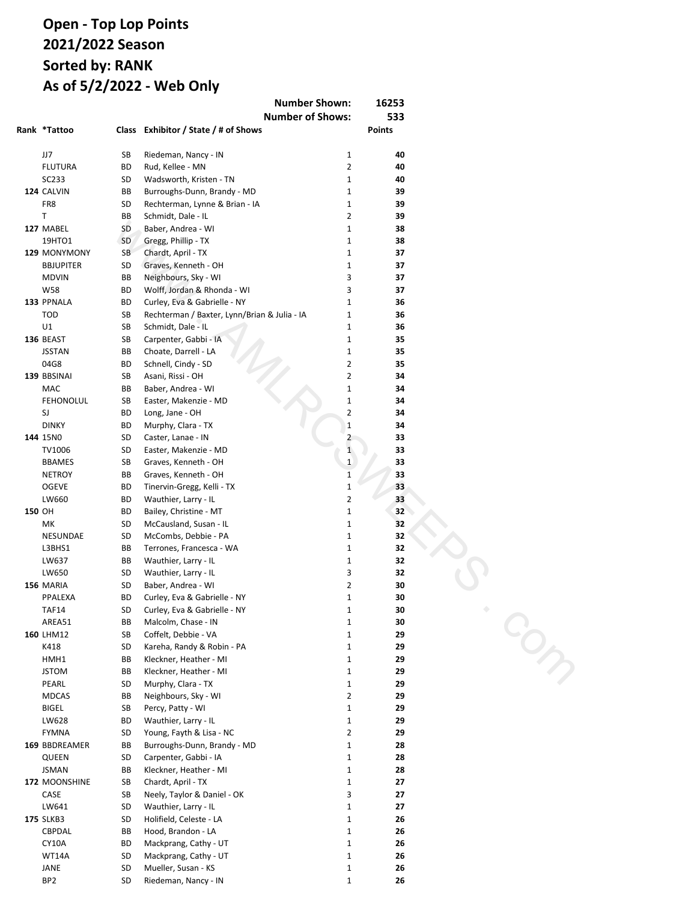# Open - Top Lop Points
# 2021/2022 Season
# Sorted by: RANK
# As of 5/2/2022 - Web Only

| | | | | Number Shown: | 16253 |
|---|---|---|---|---|---|
| | | | | **Number of Shows:** | **533** |
| **Rank** | ***Tattoo** | **Class** | **Exhibitor / State / # of Shows** | | **Points** |
| | JJ7 | SB | Riedeman, Nancy - IN | 1 | **40** |
| | FLUTURA | BD | Rud, Kellee - MN | 2 | **40** |
| | SC233 | SD | Wadsworth, Kristen - TN | 1 | **40** |
| **124** | CALVIN | BB | Burroughs-Dunn, Brandy - MD | 1 | **39** |
| | FR8 | SD | Rechterman, Lynne & Brian - IA | 1 | **39** |
| | T | BB | Schmidt, Dale - IL | 2 | **39** |
| **127** | MABEL | SD | Baber, Andrea - WI | 1 | **38** |
| | 19HTO1 | SD | Gregg, Phillip - TX | 1 | **38** |
| **129** | MONYMONY | SB | Chardt, April - TX | 1 | **37** |
| | BBJUPITER | SD | Graves, Kenneth - OH | 1 | **37** |
| | MDVIN | BB | Neighbours, Sky - WI | 3 | **37** |
| | W58 | BD | Wolff, Jordan & Rhonda - WI | 3 | **37** |
| **133** | PPNALA | BD | Curley, Eva & Gabrielle - NY | 1 | **36** |
| | TOD | SB | Rechterman / Baxter, Lynn/Brian & Julia - IA | 1 | **36** |
| | U1 | SB | Schmidt, Dale - IL | 1 | **36** |
| **136** | BEAST | SB | Carpenter, Gabbi - IA | 1 | **35** |
| | JSSTAN | BB | Choate, Darrell - LA | 1 | **35** |
| | 04G8 | BD | Schnell, Cindy - SD | 2 | **35** |
| **139** | BBSINAI | SB | Asani, Rissi - OH | 2 | **34** |
| | MAC | BB | Baber, Andrea - WI | 1 | **34** |
| | FEHONOLUL | SB | Easter, Makenzie - MD | 1 | **34** |
| | SJ | BD | Long, Jane - OH | 2 | **34** |
| | DINKY | BD | Murphy, Clara - TX | 1 | **34** |
| **144** | 15N0 | SD | Caster, Lanae - IN | 2 | **33** |
| | TV1006 | SD | Easter, Makenzie - MD | 1 | **33** |
| | BBAMES | SB | Graves, Kenneth - OH | 1 | **33** |
| | NETROY | BB | Graves, Kenneth - OH | 1 | **33** |
| | OGEVE | BD | Tinervin-Gregg, Kelli - TX | 1 | **33** |
| | LW660 | BD | Wauthier, Larry - IL | 2 | **33** |
| **150** | OH | BD | Bailey, Christine - MT | 1 | **32** |
| | MK | SD | McCausland, Susan - IL | 1 | **32** |
| | NESUNDAE | SD | McCombs, Debbie - PA | 1 | **32** |
| | L3BHS1 | BB | Terrones, Francesca - WA | 1 | **32** |
| | LW637 | BB | Wauthier, Larry - IL | 1 | **32** |
| | LW650 | SD | Wauthier, Larry - IL | 3 | **32** |
| **156** | MARIA | SD | Baber, Andrea - WI | 2 | **30** |
| | PPALEXA | BD | Curley, Eva & Gabrielle - NY | 1 | **30** |
| | TAF14 | SD | Curley, Eva & Gabrielle - NY | 1 | **30** |
| | AREA51 | BB | Malcolm, Chase - IN | 1 | **30** |
| **160** | LHM12 | SB | Coffelt, Debbie - VA | 1 | **29** |
| | K418 | SD | Kareha, Randy & Robin - PA | 1 | **29** |
| | HMH1 | BB | Kleckner, Heather - MI | 1 | **29** |
| | JSTOM | BB | Kleckner, Heather - MI | 1 | **29** |
| | PEARL | SD | Murphy, Clara - TX | 1 | **29** |
| | MDCAS | BB | Neighbours, Sky - WI | 2 | **29** |
| | BIGEL | SB | Percy, Patty - WI | 1 | **29** |
| | LW628 | BD | Wauthier, Larry - IL | 1 | **29** |
| | FYMNA | SD | Young, Fayth & Lisa - NC | 2 | **29** |
| **169** | BBDREAMER | BB | Burroughs-Dunn, Brandy - MD | 1 | **28** |
| | QUEEN | SD | Carpenter, Gabbi - IA | 1 | **28** |
| | JSMAN | BB | Kleckner, Heather - MI | 1 | **28** |
| **172** | MOONSHINE | SB | Chardt, April - TX | 1 | **27** |
| | CASE | SB | Neely, Taylor & Daniel - OK | 3 | **27** |
| | LW641 | SD | Wauthier, Larry - IL | 1 | **27** |
| **175** | SLKB3 | SD | Holifield, Celeste - LA | 1 | **26** |
| | CBPDAL | BB | Hood, Brandon - LA | 1 | **26** |
| | CY10A | BD | Mackprang, Cathy - UT | 1 | **26** |
| | WT14A | SD | Mackprang, Cathy - UT | 1 | **26** |
| | JANE | SD | Mueller, Susan - KS | 1 | **26** |
| | BP2 | SD | Riedeman, Nancy - IN | 1 | **26** |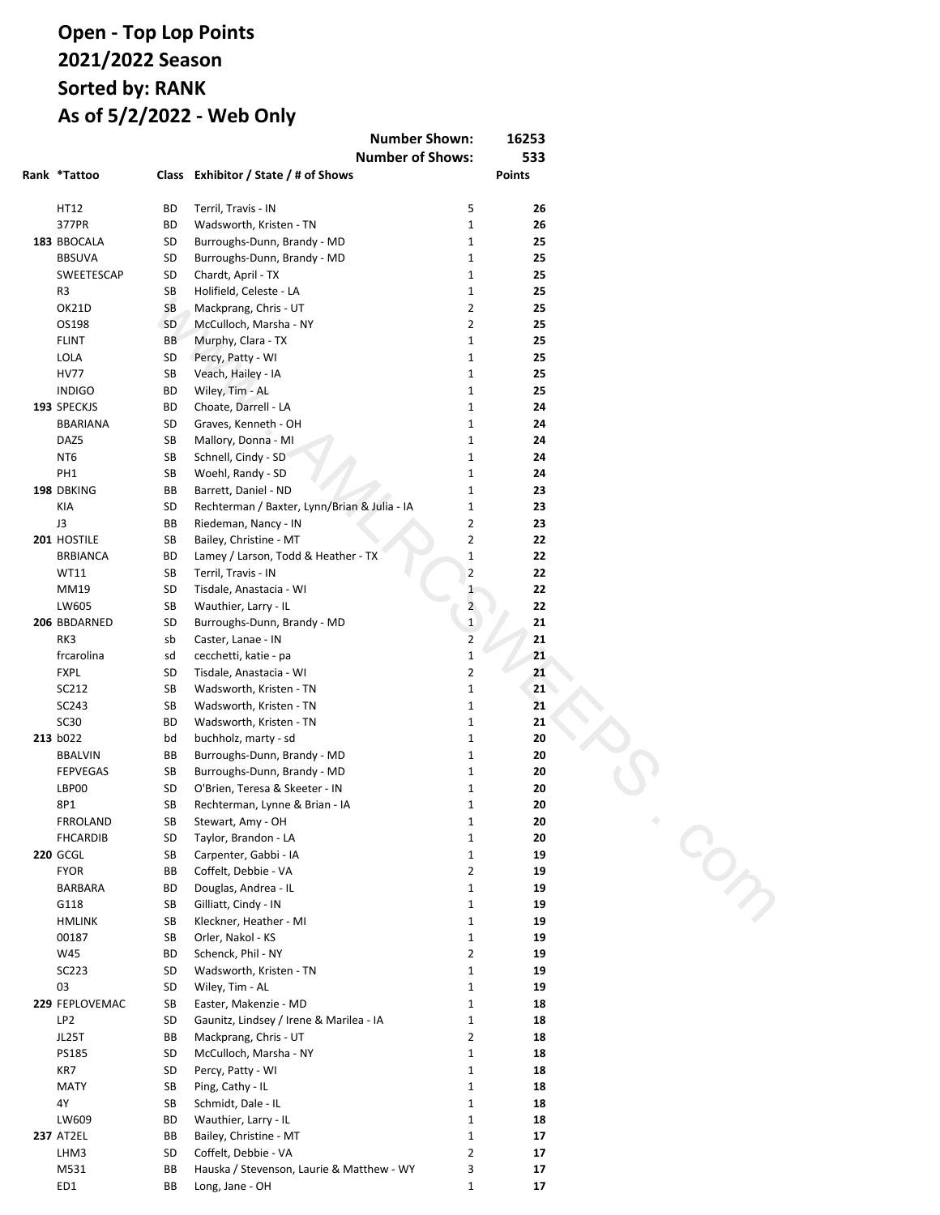# Open - Top Lop Points
# 2021/2022 Season
# Sorted by: RANK
# As of 5/2/2022 - Web Only

**Number Shown:** 16253
**Number of Shows:** 533

| Rank | *Tattoo | Class | Exhibitor / State / # of Shows | | Points |
|---|---|---|---|---|---|
| | HT12 | BD | Terril, Travis - IN | 5 | **26** |
| | 377PR | BD | Wadsworth, Kristen - TN | 1 | **26** |
| **183** | BBOCALA | SD | Burroughs-Dunn, Brandy - MD | 1 | **25** |
| | BBSUVA | SD | Burroughs-Dunn, Brandy - MD | 1 | **25** |
| | SWEETESCAP | SD | Chardt, April - TX | 1 | **25** |
| | R3 | SB | Holifield, Celeste - LA | 1 | **25** |
| | OK21D | SB | Mackprang, Chris - UT | 2 | **25** |
| | OS198 | SD | McCulloch, Marsha - NY | 2 | **25** |
| | FLINT | BB | Murphy, Clara - TX | 1 | **25** |
| | LOLA | SD | Percy, Patty - WI | 1 | **25** |
| | HV77 | SB | Veach, Hailey - IA | 1 | **25** |
| | INDIGO | BD | Wiley, Tim - AL | 1 | **25** |
| **193** | SPECKJS | BD | Choate, Darrell - LA | 1 | **24** |
| | BBARIANA | SD | Graves, Kenneth - OH | 1 | **24** |
| | DAZ5 | SB | Mallory, Donna - MI | 1 | **24** |
| | NT6 | SB | Schnell, Cindy - SD | 1 | **24** |
| | PH1 | SB | Woehl, Randy - SD | 1 | **24** |
| **198** | DBKING | BB | Barrett, Daniel - ND | 1 | **23** |
| | KIA | SD | Rechterman / Baxter, Lynn/Brian & Julia - IA | 1 | **23** |
| | J3 | BB | Riedeman, Nancy - IN | 2 | **23** |
| **201** | HOSTILE | SB | Bailey, Christine - MT | 2 | **22** |
| | BRBIANCA | BD | Lamey / Larson, Todd & Heather - TX | 1 | **22** |
| | WT11 | SB | Terril, Travis - IN | 2 | **22** |
| | MM19 | SD | Tisdale, Anastacia - WI | 1 | **22** |
| | LW605 | SB | Wauthier, Larry - IL | 2 | **22** |
| **206** | BBDARNED | SD | Burroughs-Dunn, Brandy - MD | 1 | **21** |
| | RK3 | sb | Caster, Lanae - IN | 2 | **21** |
| | frcarolina | sd | cecchetti, katie - pa | 1 | **21** |
| | FXPL | SD | Tisdale, Anastacia - WI | 2 | **21** |
| | SC212 | SB | Wadsworth, Kristen - TN | 1 | **21** |
| | SC243 | SB | Wadsworth, Kristen - TN | 1 | **21** |
| | SC30 | BD | Wadsworth, Kristen - TN | 1 | **21** |
| **213** | b022 | bd | buchholz, marty - sd | 1 | **20** |
| | BBALVIN | BB | Burroughs-Dunn, Brandy - MD | 1 | **20** |
| | FEPVEGAS | SB | Burroughs-Dunn, Brandy - MD | 1 | **20** |
| | LBP00 | SD | O'Brien, Teresa & Skeeter - IN | 1 | **20** |
| | 8P1 | SB | Rechterman, Lynne & Brian - IA | 1 | **20** |
| | FRROLAND | SB | Stewart, Amy - OH | 1 | **20** |
| | FHCARDIB | SD | Taylor, Brandon - LA | 1 | **20** |
| **220** | GCGL | SB | Carpenter, Gabbi - IA | 1 | **19** |
| | FYOR | BB | Coffelt, Debbie - VA | 2 | **19** |
| | BARBARA | BD | Douglas, Andrea - IL | 1 | **19** |
| | G118 | SB | Gilliatt, Cindy - IN | 1 | **19** |
| | HMLINK | SB | Kleckner, Heather - MI | 1 | **19** |
| | 00187 | SB | Orler, Nakol - KS | 1 | **19** |
| | W45 | BD | Schenck, Phil - NY | 2 | **19** |
| | SC223 | SD | Wadsworth, Kristen - TN | 1 | **19** |
| | 03 | SD | Wiley, Tim - AL | 1 | **19** |
| **229** | FEPLOVEMAC | SB | Easter, Makenzie - MD | 1 | **18** |
| | LP2 | SD | Gaunitz, Lindsey / Irene & Marilea - IA | 1 | **18** |
| | JL25T | BB | Mackprang, Chris - UT | 2 | **18** |
| | PS185 | SD | McCulloch, Marsha - NY | 1 | **18** |
| | KR7 | SD | Percy, Patty - WI | 1 | **18** |
| | MATY | SB | Ping, Cathy - IL | 1 | **18** |
| | 4Y | SB | Schmidt, Dale - IL | 1 | **18** |
| | LW609 | BD | Wauthier, Larry - IL | 1 | **18** |
| **237** | AT2EL | BB | Bailey, Christine - MT | 1 | **17** |
| | LHM3 | SD | Coffelt, Debbie - VA | 2 | **17** |
| | M531 | BB | Hauska / Stevenson, Laurie & Matthew - WY | 3 | **17** |
| | ED1 | BB | Long, Jane - OH | 1 | **17** |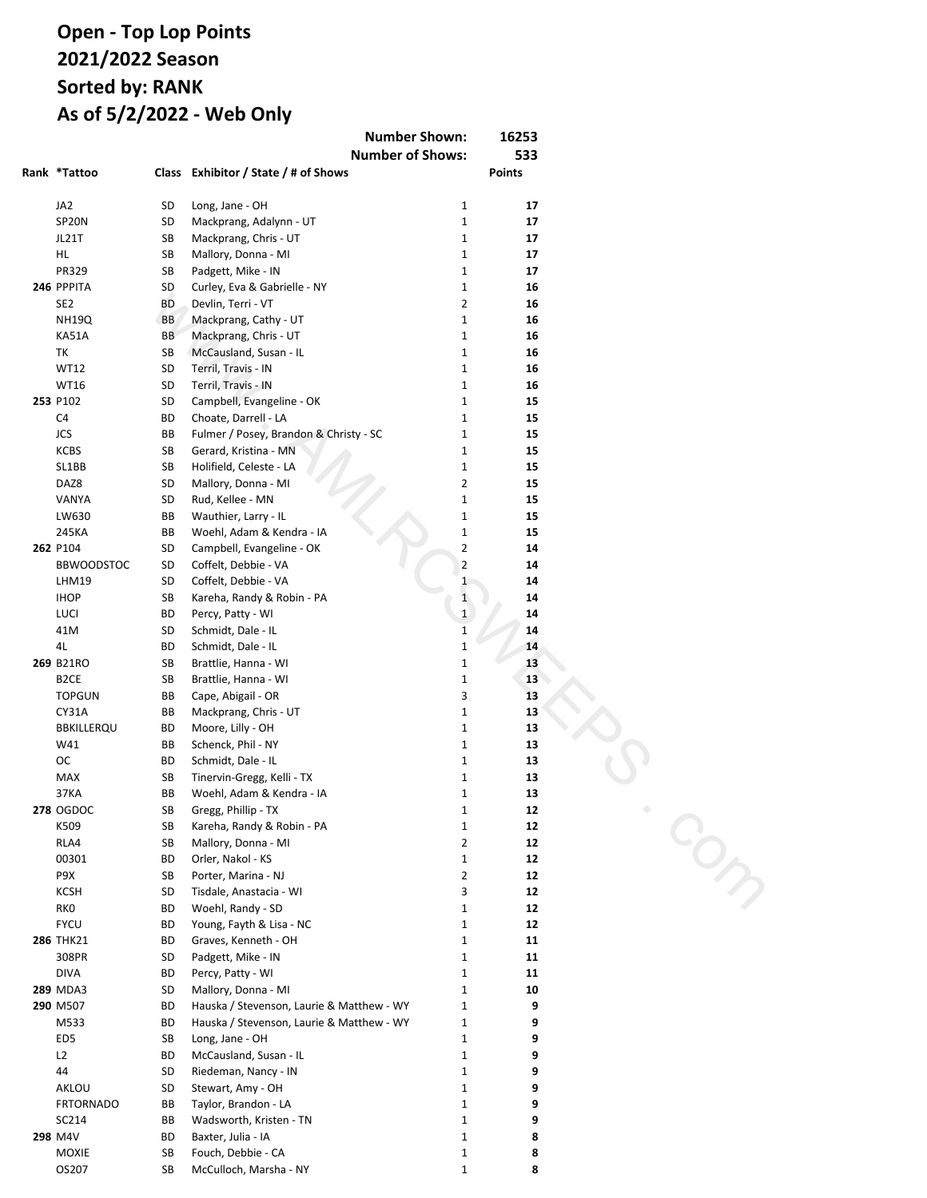# Open - Top Lop Points
## 2021/2022 Season
## Sorted by: RANK
## As of 5/2/2022 - Web Only

| | | | Number Shown: | 16253 |
|---|---|---|---|---|
| | | | Number of Shows: | 533 |
| **Rank** | **\*Tattoo** | **Class** | **Exhibitor / State / # of Shows** | | **Points** |

| Rank | *Tattoo | Class | Exhibitor / State | # of Shows | Points |
|---|---|---|---|---|---|
| | JA2 | SD | Long, Jane - OH | 1 | 17 |
| | SP20N | SD | Mackprang, Adalynn - UT | 1 | 17 |
| | JL21T | SB | Mackprang, Chris - UT | 1 | 17 |
| | HL | SB | Mallory, Donna - MI | 1 | 17 |
| | PR329 | SB | Padgett, Mike - IN | 1 | 17 |
| **246** | PPPITA | SD | Curley, Eva & Gabrielle - NY | 1 | 16 |
| | SE2 | BD | Devlin, Terri - VT | 2 | 16 |
| | NH19Q | BB | Mackprang, Cathy - UT | 1 | 16 |
| | KA51A | BB | Mackprang, Chris - UT | 1 | 16 |
| | TK | SB | McCausland, Susan - IL | 1 | 16 |
| | WT12 | SD | Terril, Travis - IN | 1 | 16 |
| | WT16 | SD | Terril, Travis - IN | 1 | 16 |
| **253** | P102 | SD | Campbell, Evangeline - OK | 1 | 15 |
| | C4 | BD | Choate, Darrell - LA | 1 | 15 |
| | JCS | BB | Fulmer / Posey, Brandon & Christy - SC | 1 | 15 |
| | KCBS | SB | Gerard, Kristina - MN | 1 | 15 |
| | SL1BB | SB | Holifield, Celeste - LA | 1 | 15 |
| | DAZ8 | SD | Mallory, Donna - MI | 2 | 15 |
| | VANYA | SD | Rud, Kellee - MN | 1 | 15 |
| | LW630 | BB | Wauthier, Larry - IL | 1 | 15 |
| | 245KA | BB | Woehl, Adam & Kendra - IA | 1 | 15 |
| **262** | P104 | SD | Campbell, Evangeline - OK | 2 | 14 |
| | BBWOODSTOC | SD | Coffelt, Debbie - VA | 2 | 14 |
| | LHM19 | SD | Coffelt, Debbie - VA | 1 | 14 |
| | IHOP | SB | Kareha, Randy & Robin - PA | 1 | 14 |
| | LUCI | BD | Percy, Patty - WI | 1 | 14 |
| | 41M | SD | Schmidt, Dale - IL | 1 | 14 |
| | 4L | BD | Schmidt, Dale - IL | 1 | 14 |
| **269** | B21RO | SB | Brattlie, Hanna - WI | 1 | 13 |
| | B2CE | SB | Brattlie, Hanna - WI | 1 | 13 |
| | TOPGUN | BB | Cape, Abigail - OR | 3 | 13 |
| | CY31A | BB | Mackprang, Chris - UT | 1 | 13 |
| | BBKILLERQU | BD | Moore, Lilly - OH | 1 | 13 |
| | W41 | BB | Schenck, Phil - NY | 1 | 13 |
| | OC | BD | Schmidt, Dale - IL | 1 | 13 |
| | MAX | SB | Tinervin-Gregg, Kelli - TX | 1 | 13 |
| | 37KA | BB | Woehl, Adam & Kendra - IA | 1 | 13 |
| **278** | OGDOC | SB | Gregg, Phillip - TX | 1 | 12 |
| | K509 | SB | Kareha, Randy & Robin - PA | 1 | 12 |
| | RLA4 | SB | Mallory, Donna - MI | 2 | 12 |
| | 00301 | BD | Orler, Nakol - KS | 1 | 12 |
| | P9X | SB | Porter, Marina - NJ | 2 | 12 |
| | KCSH | SD | Tisdale, Anastacia - WI | 3 | 12 |
| | RK0 | BD | Woehl, Randy - SD | 1 | 12 |
| | FYCU | BD | Young, Fayth & Lisa - NC | 1 | 12 |
| **286** | THK21 | BD | Graves, Kenneth - OH | 1 | 11 |
| | 308PR | SD | Padgett, Mike - IN | 1 | 11 |
| | DIVA | BD | Percy, Patty - WI | 1 | 11 |
| **289** | MDA3 | SD | Mallory, Donna - MI | 1 | 10 |
| **290** | M507 | BD | Hauska / Stevenson, Laurie & Matthew - WY | 1 | 9 |
| | M533 | BD | Hauska / Stevenson, Laurie & Matthew - WY | 1 | 9 |
| | ED5 | SB | Long, Jane - OH | 1 | 9 |
| | L2 | BD | McCausland, Susan - IL | 1 | 9 |
| | 44 | SD | Riedeman, Nancy - IN | 1 | 9 |
| | AKLOU | SD | Stewart, Amy - OH | 1 | 9 |
| | FRTORNADO | BB | Taylor, Brandon - LA | 1 | 9 |
| | SC214 | BB | Wadsworth, Kristen - TN | 1 | 9 |
| **298** | M4V | BD | Baxter, Julia - IA | 1 | 8 |
| | MOXIE | SB | Fouch, Debbie - CA | 1 | 8 |
| | OS207 | SB | McCulloch, Marsha - NY | 1 | 8 |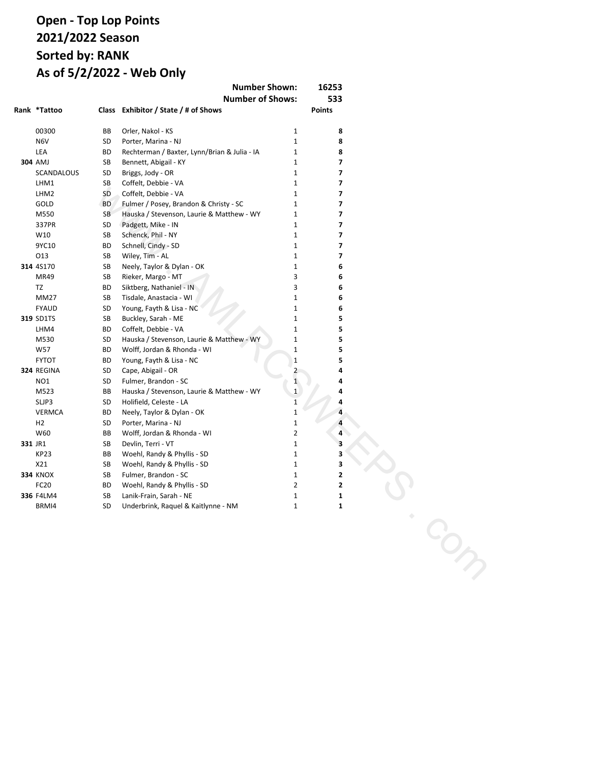# Open - Top Lop Points
# 2021/2022 Season
# Sorted by: RANK
# As of 5/2/2022 - Web Only

**Number Shown:** 16253
**Number of Shows:** 533

| Rank | *Tattoo | Class | Exhibitor / State / # of Shows | | Points |
|---|---|---|---|---|---|
| | 00300 | BB | Orler, Nakol - KS | 1 | 8 |
| | N6V | SD | Porter, Marina - NJ | 1 | 8 |
| | LEA | BD | Rechterman / Baxter, Lynn/Brian & Julia - IA | 1 | 8 |
| 304 | AMJ | SB | Bennett, Abigail - KY | 1 | 7 |
| | SCANDALOUS | SD | Briggs, Jody - OR | 1 | 7 |
| | LHM1 | SB | Coffelt, Debbie - VA | 1 | 7 |
| | LHM2 | SD | Coffelt, Debbie - VA | 1 | 7 |
| | GOLD | BD | Fulmer / Posey, Brandon & Christy - SC | 1 | 7 |
| | M550 | SB | Hauska / Stevenson, Laurie & Matthew - WY | 1 | 7 |
| | 337PR | SD | Padgett, Mike - IN | 1 | 7 |
| | W10 | SB | Schenck, Phil - NY | 1 | 7 |
| | 9YC10 | BD | Schnell, Cindy - SD | 1 | 7 |
| | O13 | SB | Wiley, Tim - AL | 1 | 7 |
| 314 | 4S170 | SB | Neely, Taylor & Dylan - OK | 1 | 6 |
| | MR49 | SB | Rieker, Margo - MT | 3 | 6 |
| | TZ | BD | Siktberg, Nathaniel - IN | 3 | 6 |
| | MM27 | SB | Tisdale, Anastacia - WI | 1 | 6 |
| | FYAUD | SD | Young, Fayth & Lisa - NC | 1 | 6 |
| 319 | SD1TS | SB | Buckley, Sarah - ME | 1 | 5 |
| | LHM4 | BD | Coffelt, Debbie - VA | 1 | 5 |
| | M530 | SD | Hauska / Stevenson, Laurie & Matthew - WY | 1 | 5 |
| | W57 | BD | Wolff, Jordan & Rhonda - WI | 1 | 5 |
| | FYTOT | BD | Young, Fayth & Lisa - NC | 1 | 5 |
| 324 | REGINA | SD | Cape, Abigail - OR | 2 | 4 |
| | NO1 | SD | Fulmer, Brandon - SC | 1 | 4 |
| | M523 | BB | Hauska / Stevenson, Laurie & Matthew - WY | 1 | 4 |
| | SLJP3 | SD | Holifield, Celeste - LA | 1 | 4 |
| | VERMCA | BD | Neely, Taylor & Dylan - OK | 1 | 4 |
| | H2 | SD | Porter, Marina - NJ | 1 | 4 |
| | W60 | BB | Wolff, Jordan & Rhonda - WI | 2 | 4 |
| 331 | JR1 | SB | Devlin, Terri - VT | 1 | 3 |
| | KP23 | BB | Woehl, Randy & Phyllis - SD | 1 | 3 |
| | X21 | SB | Woehl, Randy & Phyllis - SD | 1 | 3 |
| 334 | KNOX | SB | Fulmer, Brandon - SC | 1 | 2 |
| | FC20 | BD | Woehl, Randy & Phyllis - SD | 2 | 2 |
| 336 | F4LM4 | SB | Lanik-Frain, Sarah - NE | 1 | 1 |
| | BRMI4 | SD | Underbrink, Raquel & Kaitlynne - NM | 1 | 1 |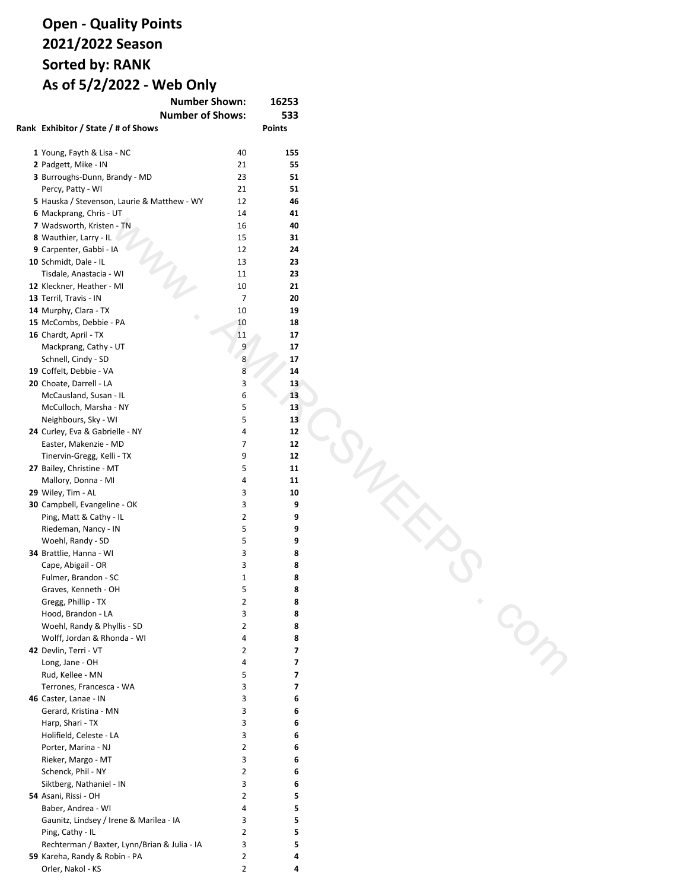# Open - Quality Points
# 2021/2022 Season
# Sorted by: RANK
# As of 5/2/2022 - Web Only

**Number Shown:** 16253

**Number of Shows:** 533

| Rank | Exhibitor / State / # of Shows | | Points |
|---|---|---|---|
| 1 | Young, Fayth & Lisa - NC | 40 | 155 |
| 2 | Padgett, Mike - IN | 21 | 55 |
| 3 | Burroughs-Dunn, Brandy - MD | 23 | 51 |
| | Percy, Patty - WI | 21 | 51 |
| 5 | Hauska / Stevenson, Laurie & Matthew - WY | 12 | 46 |
| 6 | Mackprang, Chris - UT | 14 | 41 |
| 7 | Wadsworth, Kristen - TN | 16 | 40 |
| 8 | Wauthier, Larry - IL | 15 | 31 |
| 9 | Carpenter, Gabbi - IA | 12 | 24 |
| 10 | Schmidt, Dale - IL | 13 | 23 |
| | Tisdale, Anastacia - WI | 11 | 23 |
| 12 | Kleckner, Heather - MI | 10 | 21 |
| 13 | Terril, Travis - IN | 7 | 20 |
| 14 | Murphy, Clara - TX | 10 | 19 |
| 15 | McCombs, Debbie - PA | 10 | 18 |
| 16 | Chardt, April - TX | 11 | 17 |
| | Mackprang, Cathy - UT | 9 | 17 |
| | Schnell, Cindy - SD | 8 | 17 |
| 19 | Coffelt, Debbie - VA | 8 | 14 |
| 20 | Choate, Darrell - LA | 3 | 13 |
| | McCausland, Susan - IL | 6 | 13 |
| | McCulloch, Marsha - NY | 5 | 13 |
| | Neighbours, Sky - WI | 5 | 13 |
| 24 | Curley, Eva & Gabrielle - NY | 4 | 12 |
| | Easter, Makenzie - MD | 7 | 12 |
| | Tinervin-Gregg, Kelli - TX | 9 | 12 |
| 27 | Bailey, Christine - MT | 5 | 11 |
| | Mallory, Donna - MI | 4 | 11 |
| 29 | Wiley, Tim - AL | 3 | 10 |
| 30 | Campbell, Evangeline - OK | 3 | 9 |
| | Ping, Matt & Cathy - IL | 2 | 9 |
| | Riedeman, Nancy - IN | 5 | 9 |
| | Woehl, Randy - SD | 5 | 9 |
| 34 | Brattlie, Hanna - WI | 3 | 8 |
| | Cape, Abigail - OR | 3 | 8 |
| | Fulmer, Brandon - SC | 1 | 8 |
| | Graves, Kenneth - OH | 5 | 8 |
| | Gregg, Phillip - TX | 2 | 8 |
| | Hood, Brandon - LA | 3 | 8 |
| | Woehl, Randy & Phyllis - SD | 2 | 8 |
| | Wolff, Jordan & Rhonda - WI | 4 | 8 |
| 42 | Devlin, Terri - VT | 2 | 7 |
| | Long, Jane - OH | 4 | 7 |
| | Rud, Kellee - MN | 5 | 7 |
| | Terrones, Francesca - WA | 3 | 7 |
| 46 | Caster, Lanae - IN | 3 | 6 |
| | Gerard, Kristina - MN | 3 | 6 |
| | Harp, Shari - TX | 3 | 6 |
| | Holifield, Celeste - LA | 3 | 6 |
| | Porter, Marina - NJ | 2 | 6 |
| | Rieker, Margo - MT | 3 | 6 |
| | Schenck, Phil - NY | 2 | 6 |
| | Siktberg, Nathaniel - IN | 3 | 6 |
| 54 | Asani, Rissi - OH | 2 | 5 |
| | Baber, Andrea - WI | 4 | 5 |
| | Gaunitz, Lindsey / Irene & Marilea - IA | 3 | 5 |
| | Ping, Cathy - IL | 2 | 5 |
| | Rechterman / Baxter, Lynn/Brian & Julia - IA | 3 | 5 |
| 59 | Kareha, Randy & Robin - PA | 2 | 4 |
| | Orler, Nakol - KS | 2 | 4 |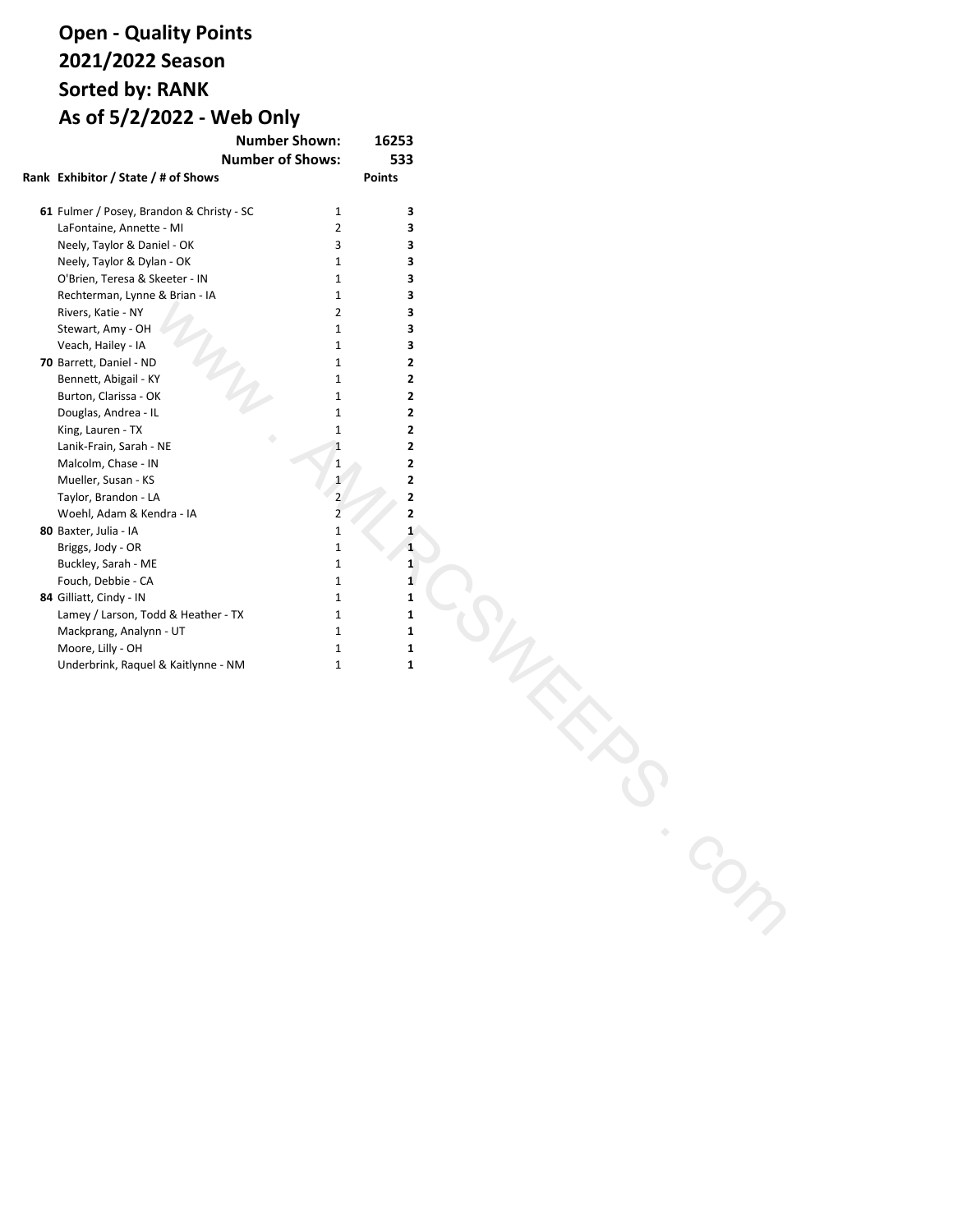# Open - Quality Points
# 2021/2022 Season
# Sorted by: RANK
# As of 5/2/2022 - Web Only

**Number Shown:** 16253
**Number of Shows:** 533

| Rank | Exhibitor / State / # of Shows | | Points |
|---|---|---|---|
| **61** | Fulmer / Posey, Brandon & Christy - SC | 1 | **3** |
| | LaFontaine, Annette - MI | 2 | **3** |
| | Neely, Taylor & Daniel - OK | 3 | **3** |
| | Neely, Taylor & Dylan - OK | 1 | **3** |
| | O'Brien, Teresa & Skeeter - IN | 1 | **3** |
| | Rechterman, Lynne & Brian - IA | 1 | **3** |
| | Rivers, Katie - NY | 2 | **3** |
| | Stewart, Amy - OH | 1 | **3** |
| | Veach, Hailey - IA | 1 | **3** |
| **70** | Barrett, Daniel - ND | 1 | **2** |
| | Bennett, Abigail - KY | 1 | **2** |
| | Burton, Clarissa - OK | 1 | **2** |
| | Douglas, Andrea - IL | 1 | **2** |
| | King, Lauren - TX | 1 | **2** |
| | Lanik-Frain, Sarah - NE | 1 | **2** |
| | Malcolm, Chase - IN | 1 | **2** |
| | Mueller, Susan - KS | 1 | **2** |
| | Taylor, Brandon - LA | 2 | **2** |
| | Woehl, Adam & Kendra - IA | 2 | **2** |
| **80** | Baxter, Julia - IA | 1 | **1** |
| | Briggs, Jody - OR | 1 | **1** |
| | Buckley, Sarah - ME | 1 | **1** |
| | Fouch, Debbie - CA | 1 | **1** |
| **84** | Gilliatt, Cindy - IN | 1 | **1** |
| | Lamey / Larson, Todd & Heather - TX | 1 | **1** |
| | Mackprang, Analynn - UT | 1 | **1** |
| | Moore, Lilly - OH | 1 | **1** |
| | Underbrink, Raquel & Kaitlynne - NM | 1 | **1** |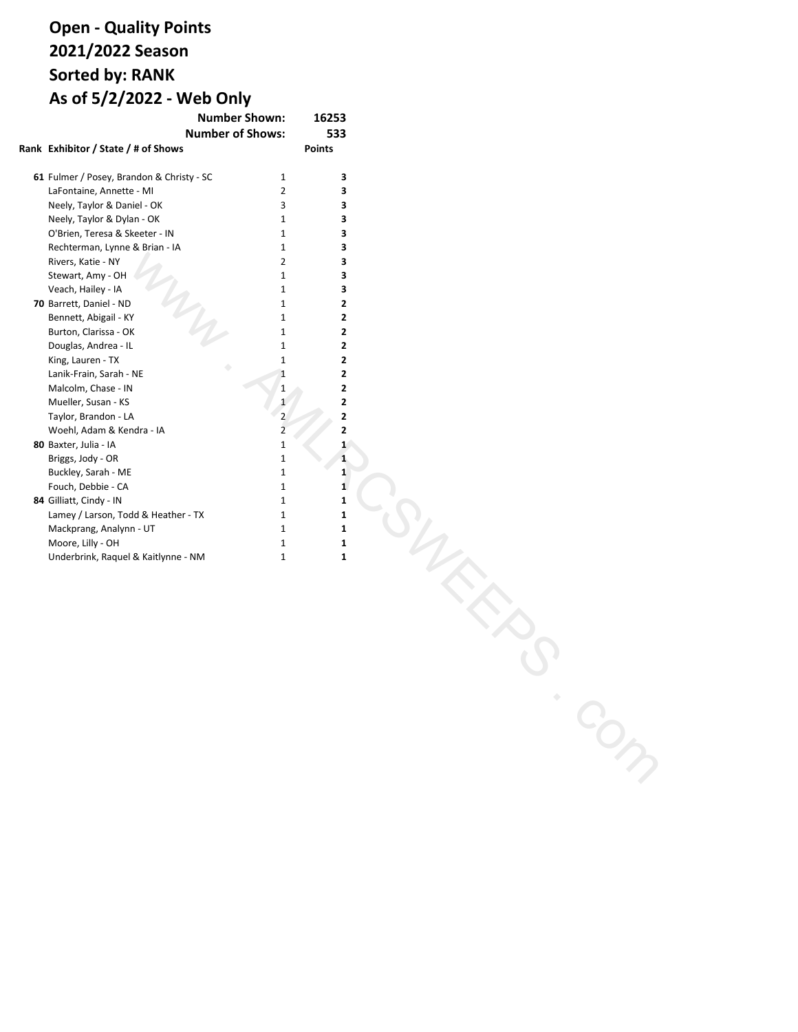# Open - Quality Points
# 2021/2022 Season
# Sorted by: RANK
# As of 5/2/2022 - Web Only

**Number Shown:** 16253
**Number of Shows:** 533

| Rank | Exhibitor / State / # of Shows | | Points |
|---|---|---|---|
| **61** | Fulmer / Posey, Brandon & Christy - SC | 1 | **3** |
| | LaFontaine, Annette - MI | 2 | **3** |
| | Neely, Taylor & Daniel - OK | 3 | **3** |
| | Neely, Taylor & Dylan - OK | 1 | **3** |
| | O'Brien, Teresa & Skeeter - IN | 1 | **3** |
| | Rechterman, Lynne & Brian - IA | 1 | **3** |
| | Rivers, Katie - NY | 2 | **3** |
| | Stewart, Amy - OH | 1 | **3** |
| | Veach, Hailey - IA | 1 | **3** |
| **70** | Barrett, Daniel - ND | 1 | **2** |
| | Bennett, Abigail - KY | 1 | **2** |
| | Burton, Clarissa - OK | 1 | **2** |
| | Douglas, Andrea - IL | 1 | **2** |
| | King, Lauren - TX | 1 | **2** |
| | Lanik-Frain, Sarah - NE | 1 | **2** |
| | Malcolm, Chase - IN | 1 | **2** |
| | Mueller, Susan - KS | 1 | **2** |
| | Taylor, Brandon - LA | 2 | **2** |
| | Woehl, Adam & Kendra - IA | 2 | **2** |
| **80** | Baxter, Julia - IA | 1 | **1** |
| | Briggs, Jody - OR | 1 | **1** |
| | Buckley, Sarah - ME | 1 | **1** |
| | Fouch, Debbie - CA | 1 | **1** |
| **84** | Gilliatt, Cindy - IN | 1 | **1** |
| | Lamey / Larson, Todd & Heather - TX | 1 | **1** |
| | Mackprang, Analynn - UT | 1 | **1** |
| | Moore, Lilly - OH | 1 | **1** |
| | Underbrink, Raquel & Kaitlynne - NM | 1 | **1** |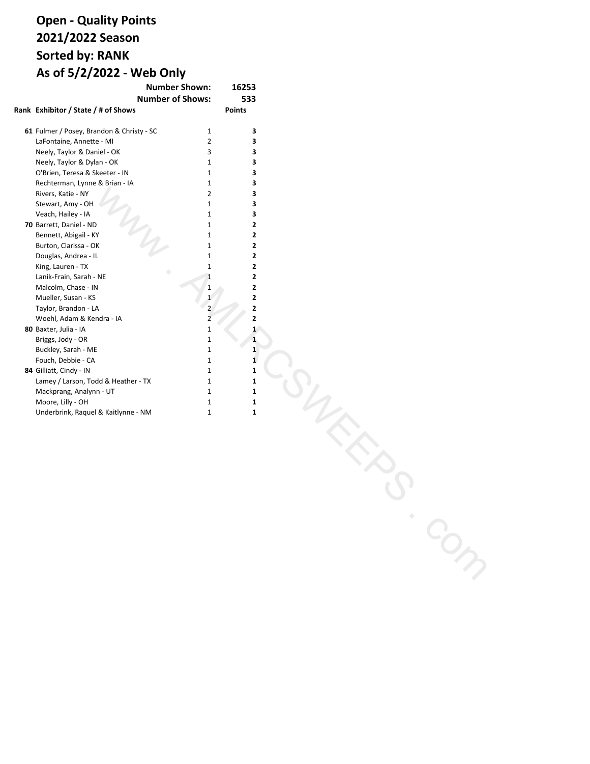# Open - Quality Points
# 2021/2022 Season
# Sorted by: RANK
# As of 5/2/2022 - Web Only

**Number Shown:** 16253
**Number of Shows:** 533

| Rank | Exhibitor / State / # of Shows | | Points |
|---|---|---|---|
| **61** | Fulmer / Posey, Brandon & Christy - SC | 1 | **3** |
| | LaFontaine, Annette - MI | 2 | **3** |
| | Neely, Taylor & Daniel - OK | 3 | **3** |
| | Neely, Taylor & Dylan - OK | 1 | **3** |
| | O'Brien, Teresa & Skeeter - IN | 1 | **3** |
| | Rechterman, Lynne & Brian - IA | 1 | **3** |
| | Rivers, Katie - NY | 2 | **3** |
| | Stewart, Amy - OH | 1 | **3** |
| | Veach, Hailey - IA | 1 | **3** |
| **70** | Barrett, Daniel - ND | 1 | **2** |
| | Bennett, Abigail - KY | 1 | **2** |
| | Burton, Clarissa - OK | 1 | **2** |
| | Douglas, Andrea - IL | 1 | **2** |
| | King, Lauren - TX | 1 | **2** |
| | Lanik-Frain, Sarah - NE | 1 | **2** |
| | Malcolm, Chase - IN | 1 | **2** |
| | Mueller, Susan - KS | 1 | **2** |
| | Taylor, Brandon - LA | 2 | **2** |
| | Woehl, Adam & Kendra - IA | 2 | **2** |
| **80** | Baxter, Julia - IA | 1 | **1** |
| | Briggs, Jody - OR | 1 | **1** |
| | Buckley, Sarah - ME | 1 | **1** |
| | Fouch, Debbie - CA | 1 | **1** |
| **84** | Gilliatt, Cindy - IN | 1 | **1** |
| | Lamey / Larson, Todd & Heather - TX | 1 | **1** |
| | Mackprang, Analynn - UT | 1 | **1** |
| | Moore, Lilly - OH | 1 | **1** |
| | Underbrink, Raquel & Kaitlynne - NM | 1 | **1** |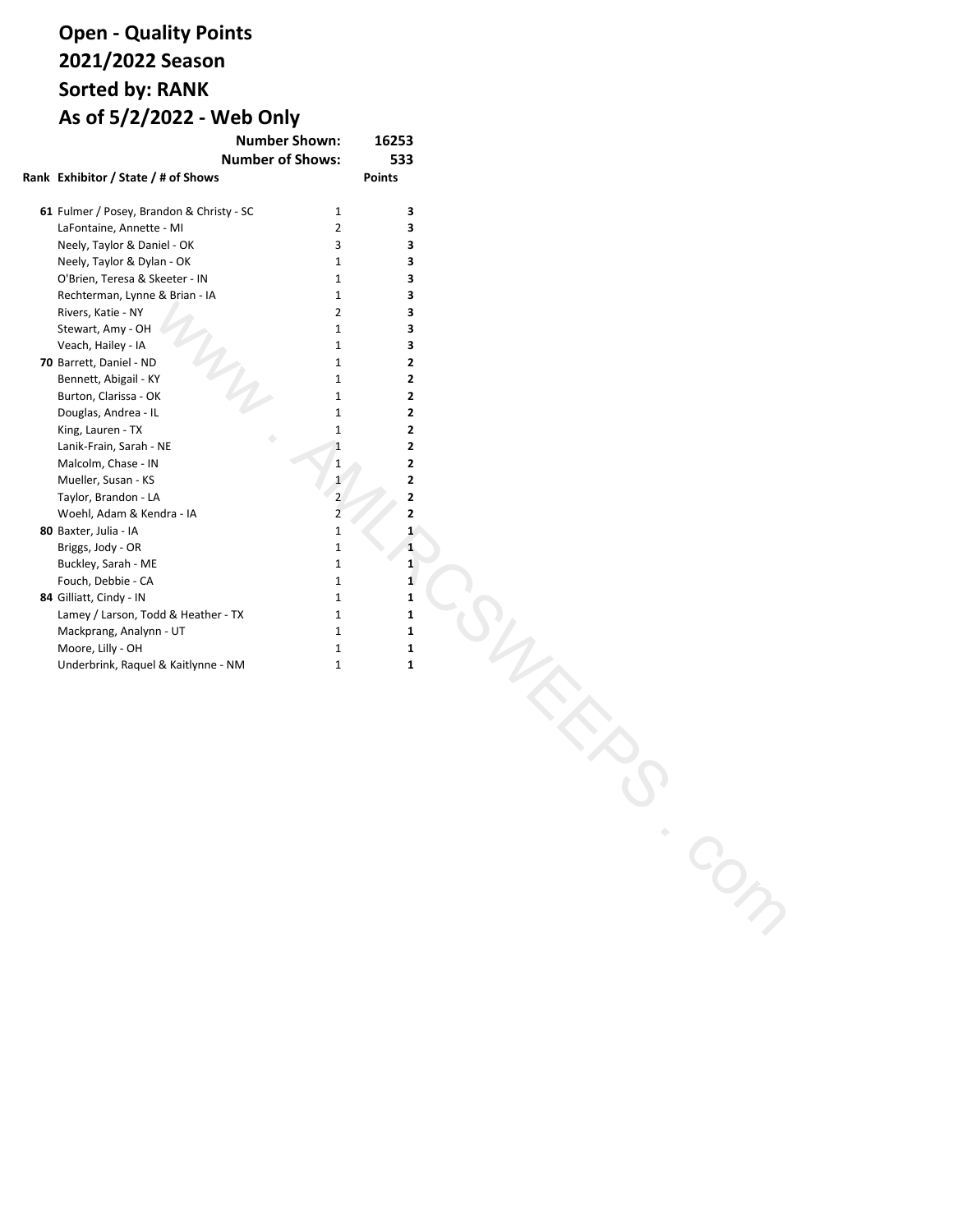# Open - Quality Points
# 2021/2022 Season
# Sorted by: RANK
# As of 5/2/2022 - Web Only

**Number Shown:** 16253
**Number of Shows:** 533

| Rank | Exhibitor / State / # of Shows | | Points |
|---|---|---|---|
| **61** | Fulmer / Posey, Brandon & Christy - SC | 1 | **3** |
| | LaFontaine, Annette - MI | 2 | **3** |
| | Neely, Taylor & Daniel - OK | 3 | **3** |
| | Neely, Taylor & Dylan - OK | 1 | **3** |
| | O'Brien, Teresa & Skeeter - IN | 1 | **3** |
| | Rechterman, Lynne & Brian - IA | 1 | **3** |
| | Rivers, Katie - NY | 2 | **3** |
| | Stewart, Amy - OH | 1 | **3** |
| | Veach, Hailey - IA | 1 | **3** |
| **70** | Barrett, Daniel - ND | 1 | **2** |
| | Bennett, Abigail - KY | 1 | **2** |
| | Burton, Clarissa - OK | 1 | **2** |
| | Douglas, Andrea - IL | 1 | **2** |
| | King, Lauren - TX | 1 | **2** |
| | Lanik-Frain, Sarah - NE | 1 | **2** |
| | Malcolm, Chase - IN | 1 | **2** |
| | Mueller, Susan - KS | 1 | **2** |
| | Taylor, Brandon - LA | 2 | **2** |
| | Woehl, Adam & Kendra - IA | 2 | **2** |
| **80** | Baxter, Julia - IA | 1 | **1** |
| | Briggs, Jody - OR | 1 | **1** |
| | Buckley, Sarah - ME | 1 | **1** |
| | Fouch, Debbie - CA | 1 | **1** |
| **84** | Gilliatt, Cindy - IN | 1 | **1** |
| | Lamey / Larson, Todd & Heather - TX | 1 | **1** |
| | Mackprang, Analynn - UT | 1 | **1** |
| | Moore, Lilly - OH | 1 | **1** |
| | Underbrink, Raquel & Kaitlynne - NM | 1 | **1** |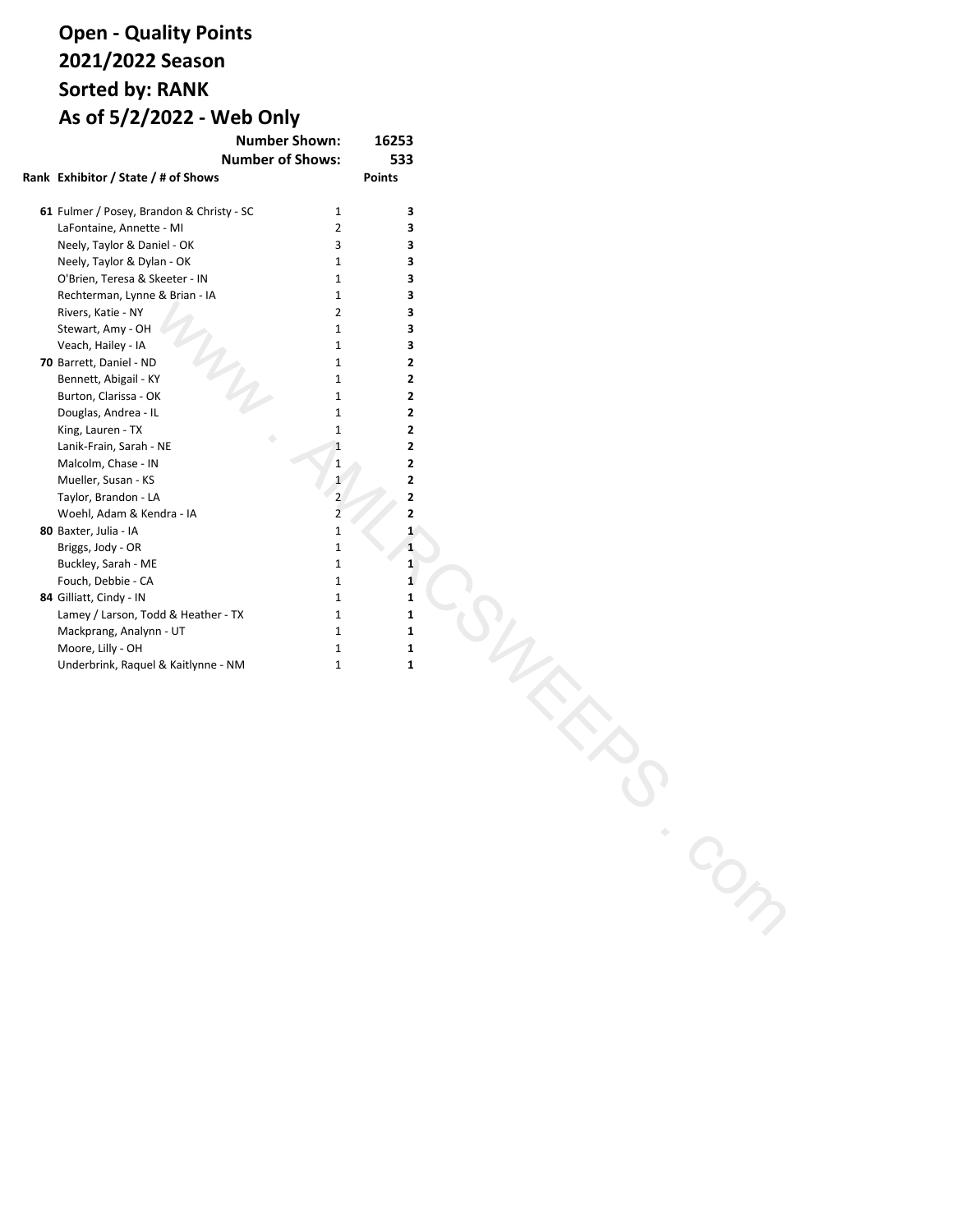# Open - Quality Points
# 2021/2022 Season
# Sorted by: RANK
# As of 5/2/2022 - Web Only

**Number Shown:** 16253
**Number of Shows:** 533

| Rank | Exhibitor / State / # of Shows | | Points |
|---|---|---|---|
| **61** | Fulmer / Posey, Brandon & Christy - SC | 1 | **3** |
| | LaFontaine, Annette - MI | 2 | **3** |
| | Neely, Taylor & Daniel - OK | 3 | **3** |
| | Neely, Taylor & Dylan - OK | 1 | **3** |
| | O'Brien, Teresa & Skeeter - IN | 1 | **3** |
| | Rechterman, Lynne & Brian - IA | 1 | **3** |
| | Rivers, Katie - NY | 2 | **3** |
| | Stewart, Amy - OH | 1 | **3** |
| | Veach, Hailey - IA | 1 | **3** |
| **70** | Barrett, Daniel - ND | 1 | **2** |
| | Bennett, Abigail - KY | 1 | **2** |
| | Burton, Clarissa - OK | 1 | **2** |
| | Douglas, Andrea - IL | 1 | **2** |
| | King, Lauren - TX | 1 | **2** |
| | Lanik-Frain, Sarah - NE | 1 | **2** |
| | Malcolm, Chase - IN | 1 | **2** |
| | Mueller, Susan - KS | 1 | **2** |
| | Taylor, Brandon - LA | 2 | **2** |
| | Woehl, Adam & Kendra - IA | 2 | **2** |
| **80** | Baxter, Julia - IA | 1 | **1** |
| | Briggs, Jody - OR | 1 | **1** |
| | Buckley, Sarah - ME | 1 | **1** |
| | Fouch, Debbie - CA | 1 | **1** |
| **84** | Gilliatt, Cindy - IN | 1 | **1** |
| | Lamey / Larson, Todd & Heather - TX | 1 | **1** |
| | Mackprang, Analynn - UT | 1 | **1** |
| | Moore, Lilly - OH | 1 | **1** |
| | Underbrink, Raquel & Kaitlynne - NM | 1 | **1** |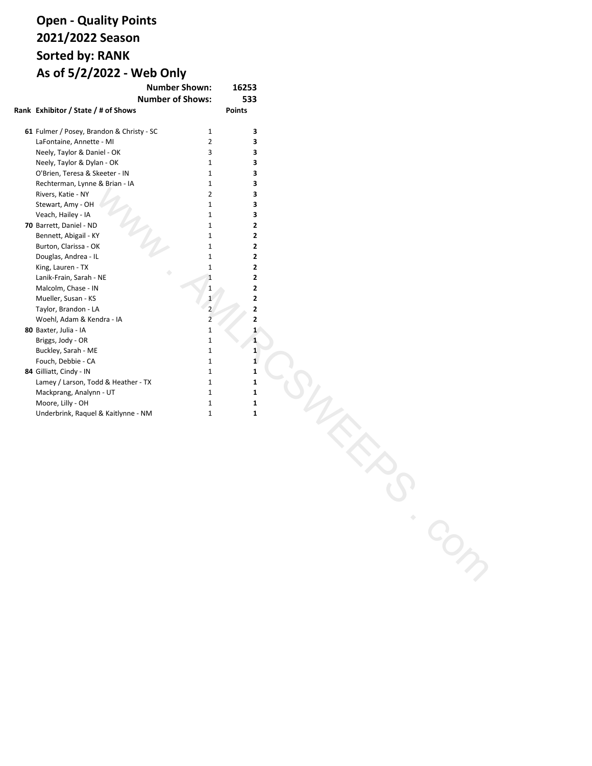# Open - Quality Points
# 2021/2022 Season
# Sorted by: RANK
# As of 5/2/2022 - Web Only

**Number Shown:** 16253
**Number of Shows:** 533

| Rank | Exhibitor / State / # of Shows | | Points |
|---|---|---|---|
| **61** | Fulmer / Posey, Brandon & Christy - SC | 1 | **3** |
| | LaFontaine, Annette - MI | 2 | **3** |
| | Neely, Taylor & Daniel - OK | 3 | **3** |
| | Neely, Taylor & Dylan - OK | 1 | **3** |
| | O'Brien, Teresa & Skeeter - IN | 1 | **3** |
| | Rechterman, Lynne & Brian - IA | 1 | **3** |
| | Rivers, Katie - NY | 2 | **3** |
| | Stewart, Amy - OH | 1 | **3** |
| | Veach, Hailey - IA | 1 | **3** |
| **70** | Barrett, Daniel - ND | 1 | **2** |
| | Bennett, Abigail - KY | 1 | **2** |
| | Burton, Clarissa - OK | 1 | **2** |
| | Douglas, Andrea - IL | 1 | **2** |
| | King, Lauren - TX | 1 | **2** |
| | Lanik-Frain, Sarah - NE | 1 | **2** |
| | Malcolm, Chase - IN | 1 | **2** |
| | Mueller, Susan - KS | 1 | **2** |
| | Taylor, Brandon - LA | 2 | **2** |
| | Woehl, Adam & Kendra - IA | 2 | **2** |
| **80** | Baxter, Julia - IA | 1 | **1** |
| | Briggs, Jody - OR | 1 | **1** |
| | Buckley, Sarah - ME | 1 | **1** |
| | Fouch, Debbie - CA | 1 | **1** |
| **84** | Gilliatt, Cindy - IN | 1 | **1** |
| | Lamey / Larson, Todd & Heather - TX | 1 | **1** |
| | Mackprang, Analynn - UT | 1 | **1** |
| | Moore, Lilly - OH | 1 | **1** |
| | Underbrink, Raquel & Kaitlynne - NM | 1 | **1** |